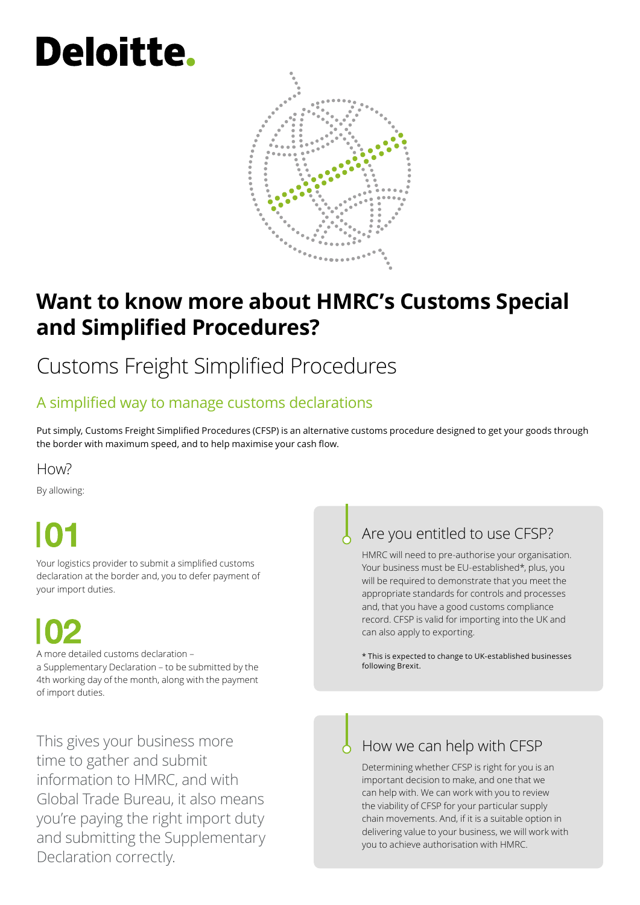Deloitte.

# Want to know more about HMRC's Customs Special and Simplified Procedures?

## Customs Freight Simplified Procedures

### A simplified way to manage customs declarations

Put simply, Customs Freight Simplified Procedures (CFSP) is an alternative customs procedure designed to get your goods through the border with maximum speed, and to help maximise your cash flow.

How?

By allowing:

**01**

Your logistics provider to submit a simplified customs declaration at the border and, you to defer payment of your import duties.

**02**

A more detailed customs declaration – a Supplementary Declaration – to be submitted by the 4th working day of the month, along with the payment of import duties.

This gives your business more time to gather and submit information to HMRC, and with Global Trade Bureau, it also means you're paying the right import duty and submitting the Supplementary Declaration correctly.

### Are you entitled to use CFSP?

HMRC will need to pre-authorise your organisation. Your business must be EU-established*, plus, you will be required to demonstrate that you meet the appropriate standards for controls and processes and, that you have a good customs compliance record. CFSP is valid for importing into the UK and can also apply to exporting.

* This is expected to change to UK-established businesses following Brexit.

### How we can help with CFSP

Determining whether CFSP is right for you is an important decision to make, and one that we can help with. We can work with you to review the viability of CFSP for your particular supply chain movements. And, if it is a suitable option in delivering value to your business, we will work with you to achieve authorisation with HMRC.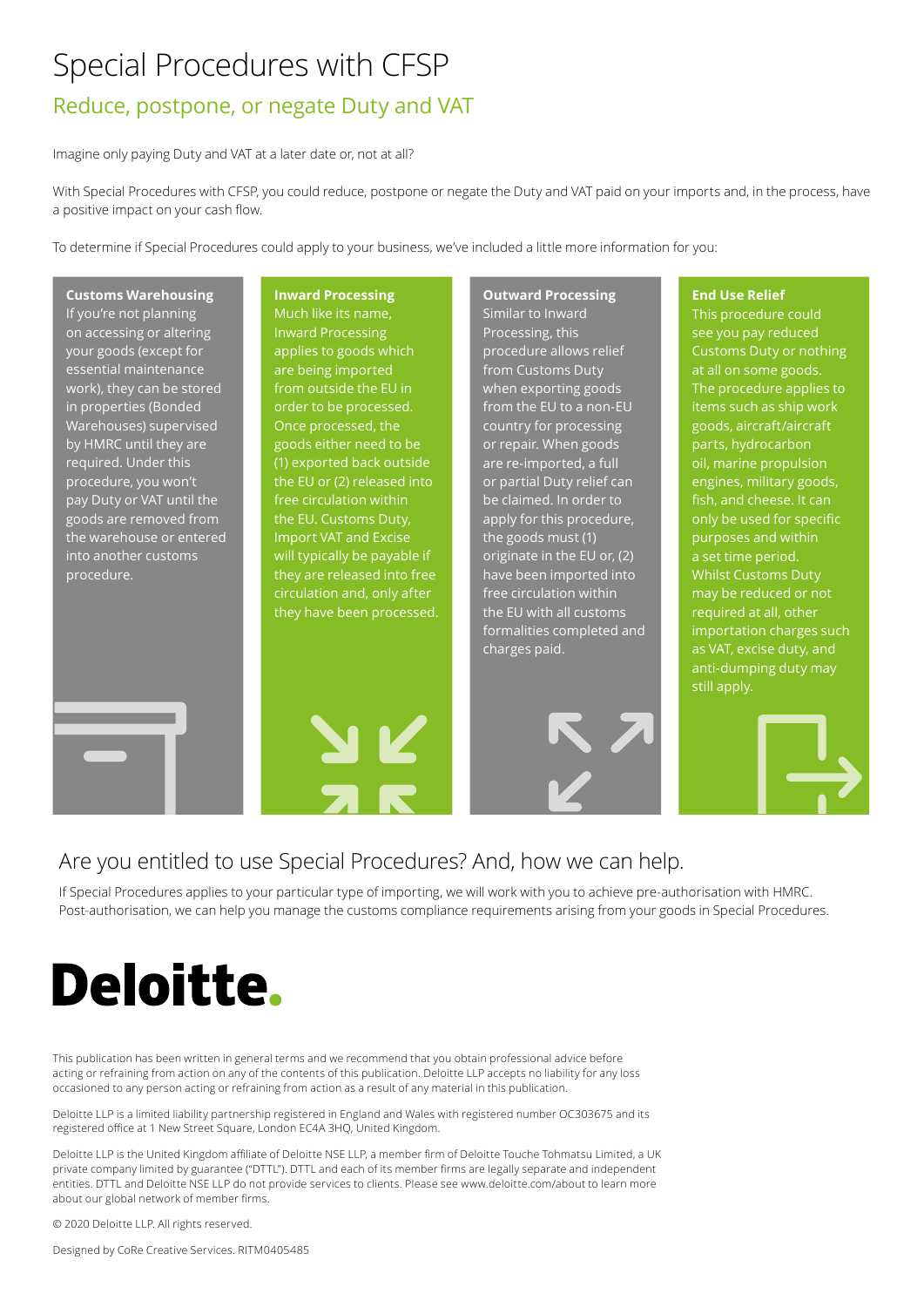# Special Procedures with CFSP

## Reduce, postpone, or negate Duty and VAT

Imagine only paying Duty and VAT at a later date or, not at all?

With Special Procedures with CFSP, you could reduce, postpone or negate the Duty and VAT paid on your imports and, in the process, have a positive impact on your cash flow.

To determine if Special Procedures could apply to your business, we've included a little more information for you:

**Customs Warehousing**
If you're not planning on accessing or altering your goods (except for essential maintenance work), they can be stored in properties (Bonded Warehouses) supervised by HMRC until they are required. Under this procedure, you won't pay Duty or VAT until the goods are removed from the warehouse or entered into another customs procedure.

**Inward Processing**
Much like its name, Inward Processing applies to goods which are being imported from outside the EU in order to be processed. Once processed, the goods either need to be (1) exported back outside the EU or (2) released into free circulation within the EU. Customs Duty, Import VAT and Excise will typically be payable if they are released into free circulation and, only after they have been processed.

**Outward Processing**
Similar to Inward Processing, this procedure allows relief from Customs Duty when exporting goods from the EU to a non-EU country for processing or repair. When goods are re-imported, a full or partial Duty relief can be claimed. In order to apply for this procedure, the goods must (1) originate in the EU or, (2) have been imported into free circulation within the EU with all customs formalities completed and charges paid.

**End Use Relief**
This procedure could see you pay reduced Customs Duty or nothing at all on some goods. The procedure applies to items such as ship work goods, aircraft/aircraft parts, hydrocarbon oil, marine propulsion engines, military goods, fish, and cheese. It can only be used for specific purposes and within a set time period. Whilst Customs Duty may be reduced or not required at all, other importation charges such as VAT, excise duty, and anti-dumping duty may still apply.

## Are you entitled to use Special Procedures? And, how we can help.

If Special Procedures applies to your particular type of importing, we will work with you to achieve pre-authorisation with HMRC. Post-authorisation, we can help you manage the customs compliance requirements arising from your goods in Special Procedures.

**Deloitte.**

This publication has been written in general terms and we recommend that you obtain professional advice before acting or refraining from action on any of the contents of this publication. Deloitte LLP accepts no liability for any loss occasioned to any person acting or refraining from action as a result of any material in this publication.

Deloitte LLP is a limited liability partnership registered in England and Wales with registered number OC303675 and its registered office at 1 New Street Square, London EC4A 3HQ, United Kingdom.

Deloitte LLP is the United Kingdom affiliate of Deloitte NSE LLP, a member firm of Deloitte Touche Tohmatsu Limited, a UK private company limited by guarantee ("DTTL"). DTTL and each of its member firms are legally separate and independent entities. DTTL and Deloitte NSE LLP do not provide services to clients. Please see www.deloitte.com/about to learn more about our global network of member firms.

© 2020 Deloitte LLP. All rights reserved.

Designed by CoRe Creative Services. RITM0405485